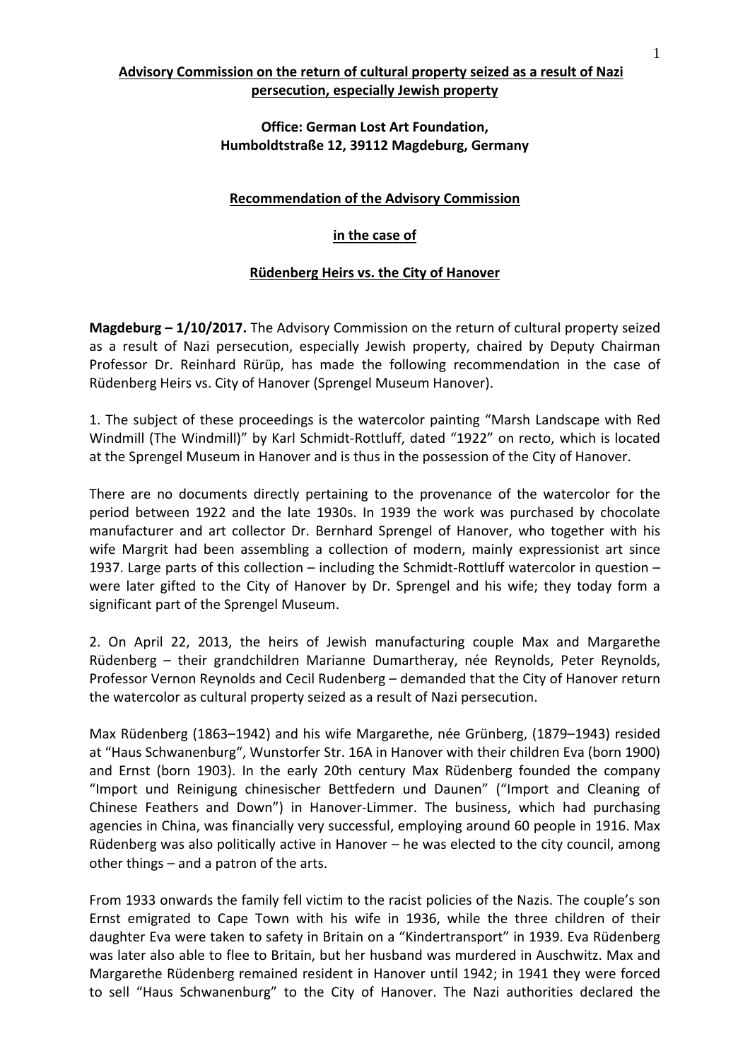**Advisory Commission on the return of cultural property seized as a result of Nazi persecution, especially Jewish property**

**Office: German Lost Art Foundation,
Humboldtstraße 12, 39112 Magdeburg, Germany**

## Recommendation of the Advisory Commission

## in the case of

## Rüdenberg Heirs vs. the City of Hanover

**Magdeburg – 1/10/2017.** The Advisory Commission on the return of cultural property seized as a result of Nazi persecution, especially Jewish property, chaired by Deputy Chairman Professor Dr. Reinhard Rürüp, has made the following recommendation in the case of Rüdenberg Heirs vs. City of Hanover (Sprengel Museum Hanover).

1. The subject of these proceedings is the watercolor painting “Marsh Landscape with Red Windmill (The Windmill)” by Karl Schmidt-Rottluff, dated “1922” on recto, which is located at the Sprengel Museum in Hanover and is thus in the possession of the City of Hanover.

There are no documents directly pertaining to the provenance of the watercolor for the period between 1922 and the late 1930s. In 1939 the work was purchased by chocolate manufacturer and art collector Dr. Bernhard Sprengel of Hanover, who together with his wife Margrit had been assembling a collection of modern, mainly expressionist art since 1937. Large parts of this collection – including the Schmidt-Rottluff watercolor in question – were later gifted to the City of Hanover by Dr. Sprengel and his wife; they today form a significant part of the Sprengel Museum.

2. On April 22, 2013, the heirs of Jewish manufacturing couple Max and Margarethe Rüdenberg – their grandchildren Marianne Dumartheray, née Reynolds, Peter Reynolds, Professor Vernon Reynolds and Cecil Rudenberg – demanded that the City of Hanover return the watercolor as cultural property seized as a result of Nazi persecution.

Max Rüdenberg (1863–1942) and his wife Margarethe, née Grünberg, (1879–1943) resided at “Haus Schwanenburg“, Wunstorfer Str. 16A in Hanover with their children Eva (born 1900) and Ernst (born 1903). In the early 20th century Max Rüdenberg founded the company “Import und Reinigung chinesischer Bettfedern und Daunen” (“Import and Cleaning of Chinese Feathers and Down”) in Hanover-Limmer. The business, which had purchasing agencies in China, was financially very successful, employing around 60 people in 1916. Max Rüdenberg was also politically active in Hanover – he was elected to the city council, among other things – and a patron of the arts.

From 1933 onwards the family fell victim to the racist policies of the Nazis. The couple’s son Ernst emigrated to Cape Town with his wife in 1936, while the three children of their daughter Eva were taken to safety in Britain on a “Kindertransport” in 1939. Eva Rüdenberg was later also able to flee to Britain, but her husband was murdered in Auschwitz. Max and Margarethe Rüdenberg remained resident in Hanover until 1942; in 1941 they were forced to sell “Haus Schwanenburg” to the City of Hanover. The Nazi authorities declared the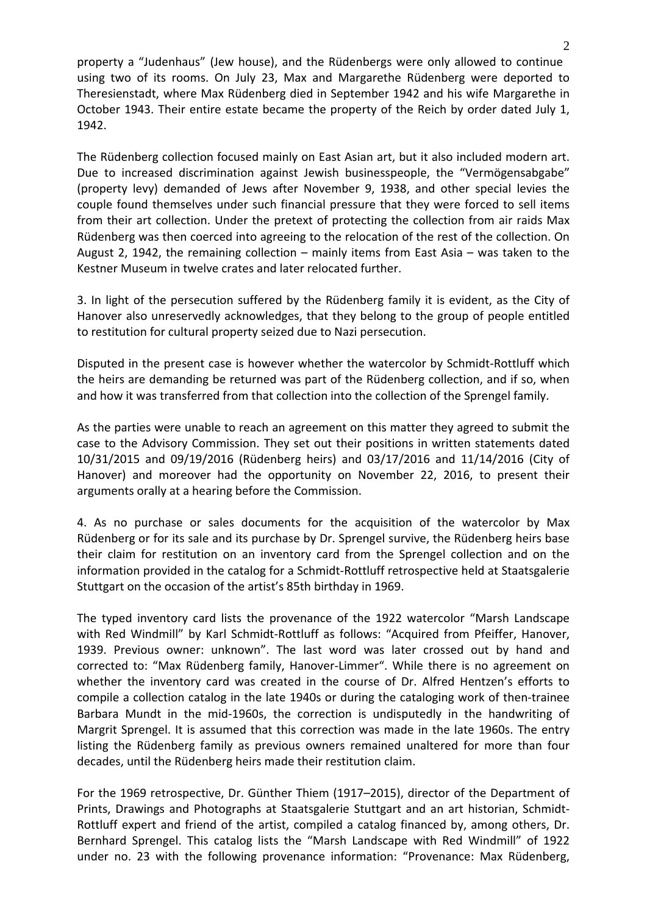property a “Judenhaus” (Jew house), and the Rüdenbergs were only allowed to continue using two of its rooms. On July 23, Max and Margarethe Rüdenberg were deported to Theresienstadt, where Max Rüdenberg died in September 1942 and his wife Margarethe in October 1943. Their entire estate became the property of the Reich by order dated July 1, 1942.

The Rüdenberg collection focused mainly on East Asian art, but it also included modern art. Due to increased discrimination against Jewish businesspeople, the “Vermögensabgabe” (property levy) demanded of Jews after November 9, 1938, and other special levies the couple found themselves under such financial pressure that they were forced to sell items from their art collection. Under the pretext of protecting the collection from air raids Max Rüdenberg was then coerced into agreeing to the relocation of the rest of the collection. On August 2, 1942, the remaining collection – mainly items from East Asia – was taken to the Kestner Museum in twelve crates and later relocated further.

3. In light of the persecution suffered by the Rüdenberg family it is evident, as the City of Hanover also unreservedly acknowledges, that they belong to the group of people entitled to restitution for cultural property seized due to Nazi persecution.

Disputed in the present case is however whether the watercolor by Schmidt-Rottluff which the heirs are demanding be returned was part of the Rüdenberg collection, and if so, when and how it was transferred from that collection into the collection of the Sprengel family.

As the parties were unable to reach an agreement on this matter they agreed to submit the case to the Advisory Commission. They set out their positions in written statements dated 10/31/2015 and 09/19/2016 (Rüdenberg heirs) and 03/17/2016 and 11/14/2016 (City of Hanover) and moreover had the opportunity on November 22, 2016, to present their arguments orally at a hearing before the Commission.

4. As no purchase or sales documents for the acquisition of the watercolor by Max Rüdenberg or for its sale and its purchase by Dr. Sprengel survive, the Rüdenberg heirs base their claim for restitution on an inventory card from the Sprengel collection and on the information provided in the catalog for a Schmidt-Rottluff retrospective held at Staatsgalerie Stuttgart on the occasion of the artist’s 85th birthday in 1969.

The typed inventory card lists the provenance of the 1922 watercolor “Marsh Landscape with Red Windmill” by Karl Schmidt-Rottluff as follows: “Acquired from Pfeiffer, Hanover, 1939. Previous owner: unknown”. The last word was later crossed out by hand and corrected to: “Max Rüdenberg family, Hanover-Limmer“. While there is no agreement on whether the inventory card was created in the course of Dr. Alfred Hentzen’s efforts to compile a collection catalog in the late 1940s or during the cataloging work of then-trainee Barbara Mundt in the mid-1960s, the correction is undisputedly in the handwriting of Margrit Sprengel. It is assumed that this correction was made in the late 1960s. The entry listing the Rüdenberg family as previous owners remained unaltered for more than four decades, until the Rüdenberg heirs made their restitution claim.

For the 1969 retrospective, Dr. Günther Thiem (1917–2015), director of the Department of Prints, Drawings and Photographs at Staatsgalerie Stuttgart and an art historian, Schmidt-Rottluff expert and friend of the artist, compiled a catalog financed by, among others, Dr. Bernhard Sprengel. This catalog lists the “Marsh Landscape with Red Windmill” of 1922 under no. 23 with the following provenance information: “Provenance: Max Rüdenberg,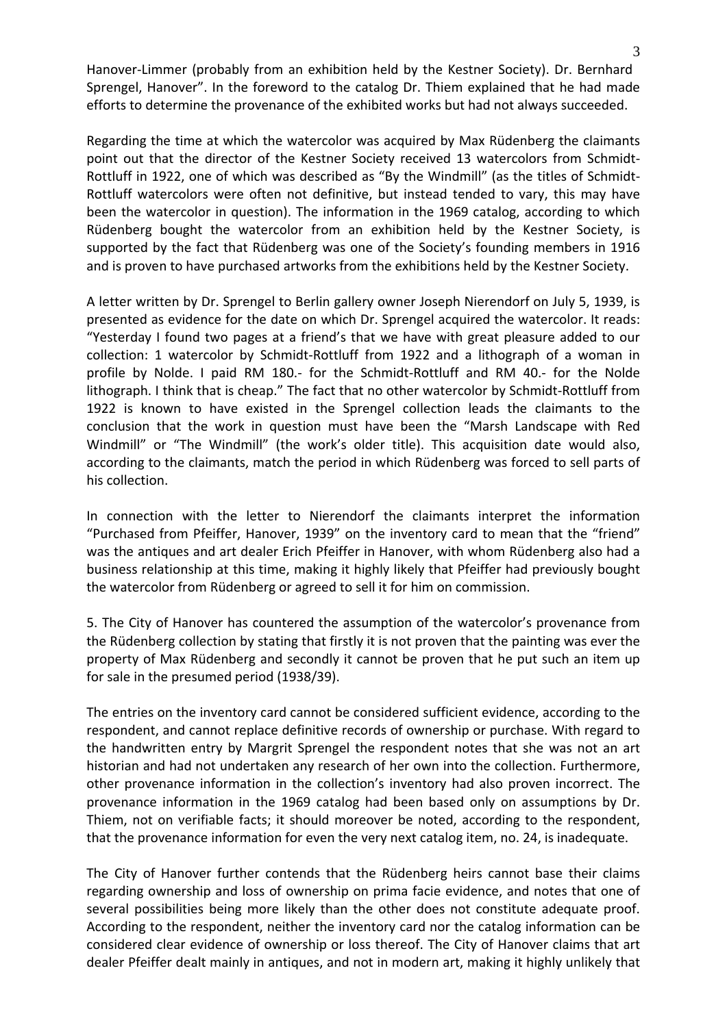Hanover-Limmer (probably from an exhibition held by the Kestner Society). Dr. Bernhard Sprengel, Hanover". In the foreword to the catalog Dr. Thiem explained that he had made efforts to determine the provenance of the exhibited works but had not always succeeded.

Regarding the time at which the watercolor was acquired by Max Rüdenberg the claimants point out that the director of the Kestner Society received 13 watercolors from Schmidt-Rottluff in 1922, one of which was described as "By the Windmill" (as the titles of Schmidt-Rottluff watercolors were often not definitive, but instead tended to vary, this may have been the watercolor in question). The information in the 1969 catalog, according to which Rüdenberg bought the watercolor from an exhibition held by the Kestner Society, is supported by the fact that Rüdenberg was one of the Society's founding members in 1916 and is proven to have purchased artworks from the exhibitions held by the Kestner Society.

A letter written by Dr. Sprengel to Berlin gallery owner Joseph Nierendorf on July 5, 1939, is presented as evidence for the date on which Dr. Sprengel acquired the watercolor. It reads: "Yesterday I found two pages at a friend's that we have with great pleasure added to our collection: 1 watercolor by Schmidt-Rottluff from 1922 and a lithograph of a woman in profile by Nolde. I paid RM 180.- for the Schmidt-Rottluff and RM 40.- for the Nolde lithograph. I think that is cheap." The fact that no other watercolor by Schmidt-Rottluff from 1922 is known to have existed in the Sprengel collection leads the claimants to the conclusion that the work in question must have been the "Marsh Landscape with Red Windmill" or "The Windmill" (the work's older title). This acquisition date would also, according to the claimants, match the period in which Rüdenberg was forced to sell parts of his collection.

In connection with the letter to Nierendorf the claimants interpret the information "Purchased from Pfeiffer, Hanover, 1939" on the inventory card to mean that the "friend" was the antiques and art dealer Erich Pfeiffer in Hanover, with whom Rüdenberg also had a business relationship at this time, making it highly likely that Pfeiffer had previously bought the watercolor from Rüdenberg or agreed to sell it for him on commission.

5. The City of Hanover has countered the assumption of the watercolor's provenance from the Rüdenberg collection by stating that firstly it is not proven that the painting was ever the property of Max Rüdenberg and secondly it cannot be proven that he put such an item up for sale in the presumed period (1938/39).

The entries on the inventory card cannot be considered sufficient evidence, according to the respondent, and cannot replace definitive records of ownership or purchase. With regard to the handwritten entry by Margrit Sprengel the respondent notes that she was not an art historian and had not undertaken any research of her own into the collection. Furthermore, other provenance information in the collection's inventory had also proven incorrect. The provenance information in the 1969 catalog had been based only on assumptions by Dr. Thiem, not on verifiable facts; it should moreover be noted, according to the respondent, that the provenance information for even the very next catalog item, no. 24, is inadequate.

The City of Hanover further contends that the Rüdenberg heirs cannot base their claims regarding ownership and loss of ownership on prima facie evidence, and notes that one of several possibilities being more likely than the other does not constitute adequate proof. According to the respondent, neither the inventory card nor the catalog information can be considered clear evidence of ownership or loss thereof. The City of Hanover claims that art dealer Pfeiffer dealt mainly in antiques, and not in modern art, making it highly unlikely that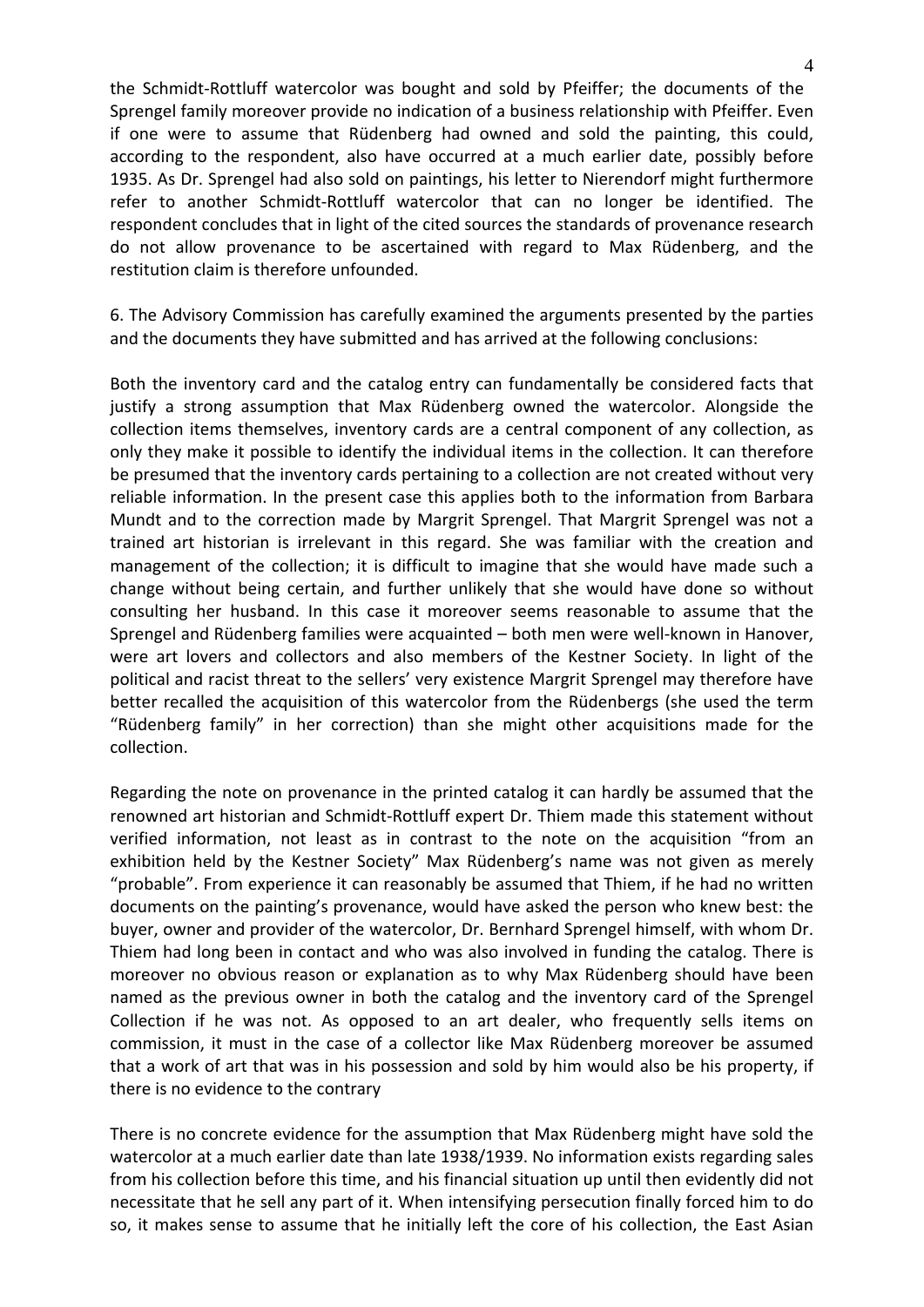the Schmidt-Rottluff watercolor was bought and sold by Pfeiffer; the documents of the Sprengel family moreover provide no indication of a business relationship with Pfeiffer. Even if one were to assume that Rüdenberg had owned and sold the painting, this could, according to the respondent, also have occurred at a much earlier date, possibly before 1935. As Dr. Sprengel had also sold on paintings, his letter to Nierendorf might furthermore refer to another Schmidt-Rottluff watercolor that can no longer be identified. The respondent concludes that in light of the cited sources the standards of provenance research do not allow provenance to be ascertained with regard to Max Rüdenberg, and the restitution claim is therefore unfounded.

6. The Advisory Commission has carefully examined the arguments presented by the parties and the documents they have submitted and has arrived at the following conclusions:

Both the inventory card and the catalog entry can fundamentally be considered facts that justify a strong assumption that Max Rüdenberg owned the watercolor. Alongside the collection items themselves, inventory cards are a central component of any collection, as only they make it possible to identify the individual items in the collection. It can therefore be presumed that the inventory cards pertaining to a collection are not created without very reliable information. In the present case this applies both to the information from Barbara Mundt and to the correction made by Margrit Sprengel. That Margrit Sprengel was not a trained art historian is irrelevant in this regard. She was familiar with the creation and management of the collection; it is difficult to imagine that she would have made such a change without being certain, and further unlikely that she would have done so without consulting her husband. In this case it moreover seems reasonable to assume that the Sprengel and Rüdenberg families were acquainted – both men were well-known in Hanover, were art lovers and collectors and also members of the Kestner Society. In light of the political and racist threat to the sellers' very existence Margrit Sprengel may therefore have better recalled the acquisition of this watercolor from the Rüdenbergs (she used the term "Rüdenberg family" in her correction) than she might other acquisitions made for the collection.

Regarding the note on provenance in the printed catalog it can hardly be assumed that the renowned art historian and Schmidt-Rottluff expert Dr. Thiem made this statement without verified information, not least as in contrast to the note on the acquisition "from an exhibition held by the Kestner Society" Max Rüdenberg's name was not given as merely "probable". From experience it can reasonably be assumed that Thiem, if he had no written documents on the painting's provenance, would have asked the person who knew best: the buyer, owner and provider of the watercolor, Dr. Bernhard Sprengel himself, with whom Dr. Thiem had long been in contact and who was also involved in funding the catalog. There is moreover no obvious reason or explanation as to why Max Rüdenberg should have been named as the previous owner in both the catalog and the inventory card of the Sprengel Collection if he was not. As opposed to an art dealer, who frequently sells items on commission, it must in the case of a collector like Max Rüdenberg moreover be assumed that a work of art that was in his possession and sold by him would also be his property, if there is no evidence to the contrary

There is no concrete evidence for the assumption that Max Rüdenberg might have sold the watercolor at a much earlier date than late 1938/1939. No information exists regarding sales from his collection before this time, and his financial situation up until then evidently did not necessitate that he sell any part of it. When intensifying persecution finally forced him to do so, it makes sense to assume that he initially left the core of his collection, the East Asian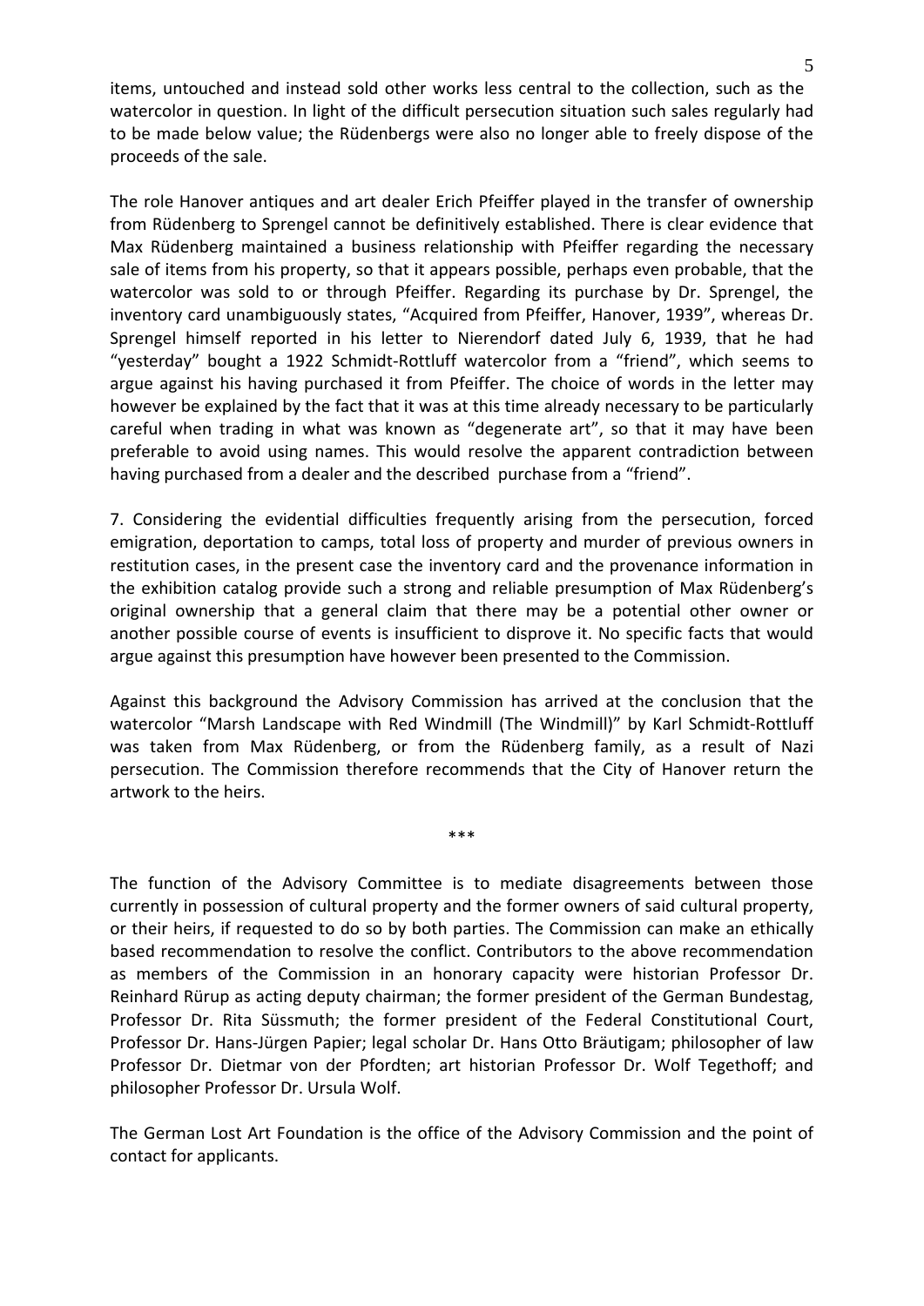items, untouched and instead sold other works less central to the collection, such as the watercolor in question. In light of the difficult persecution situation such sales regularly had to be made below value; the Rüdenbergs were also no longer able to freely dispose of the proceeds of the sale.

The role Hanover antiques and art dealer Erich Pfeiffer played in the transfer of ownership from Rüdenberg to Sprengel cannot be definitively established. There is clear evidence that Max Rüdenberg maintained a business relationship with Pfeiffer regarding the necessary sale of items from his property, so that it appears possible, perhaps even probable, that the watercolor was sold to or through Pfeiffer. Regarding its purchase by Dr. Sprengel, the inventory card unambiguously states, "Acquired from Pfeiffer, Hanover, 1939", whereas Dr. Sprengel himself reported in his letter to Nierendorf dated July 6, 1939, that he had "yesterday" bought a 1922 Schmidt-Rottluff watercolor from a "friend", which seems to argue against his having purchased it from Pfeiffer. The choice of words in the letter may however be explained by the fact that it was at this time already necessary to be particularly careful when trading in what was known as "degenerate art", so that it may have been preferable to avoid using names. This would resolve the apparent contradiction between having purchased from a dealer and the described purchase from a "friend".

7. Considering the evidential difficulties frequently arising from the persecution, forced emigration, deportation to camps, total loss of property and murder of previous owners in restitution cases, in the present case the inventory card and the provenance information in the exhibition catalog provide such a strong and reliable presumption of Max Rüdenberg's original ownership that a general claim that there may be a potential other owner or another possible course of events is insufficient to disprove it. No specific facts that would argue against this presumption have however been presented to the Commission.

Against this background the Advisory Commission has arrived at the conclusion that the watercolor "Marsh Landscape with Red Windmill (The Windmill)" by Karl Schmidt-Rottluff was taken from Max Rüdenberg, or from the Rüdenberg family, as a result of Nazi persecution. The Commission therefore recommends that the City of Hanover return the artwork to the heirs.

***

The function of the Advisory Committee is to mediate disagreements between those currently in possession of cultural property and the former owners of said cultural property, or their heirs, if requested to do so by both parties. The Commission can make an ethically based recommendation to resolve the conflict. Contributors to the above recommendation as members of the Commission in an honorary capacity were historian Professor Dr. Reinhard Rürup as acting deputy chairman; the former president of the German Bundestag, Professor Dr. Rita Süssmuth; the former president of the Federal Constitutional Court, Professor Dr. Hans-Jürgen Papier; legal scholar Dr. Hans Otto Bräutigam; philosopher of law Professor Dr. Dietmar von der Pfordten; art historian Professor Dr. Wolf Tegethoff; and philosopher Professor Dr. Ursula Wolf.

The German Lost Art Foundation is the office of the Advisory Commission and the point of contact for applicants.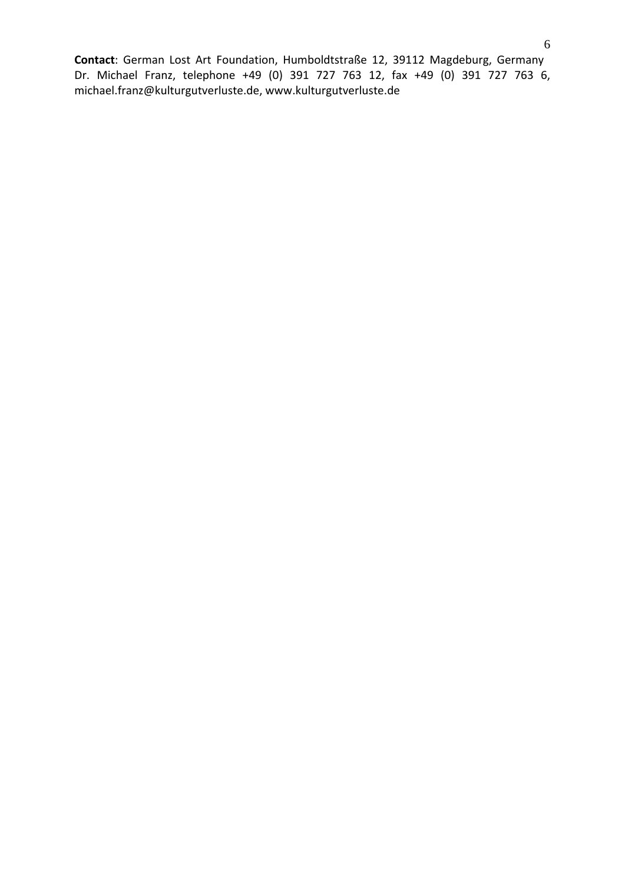**Contact**: German Lost Art Foundation, Humboldtstraße 12, 39112 Magdeburg, Germany
Dr. Michael Franz, telephone +49 (0) 391 727 763 12, fax +49 (0) 391 727 763 6, michael.franz@kulturgutverluste.de, www.kulturgutverluste.de